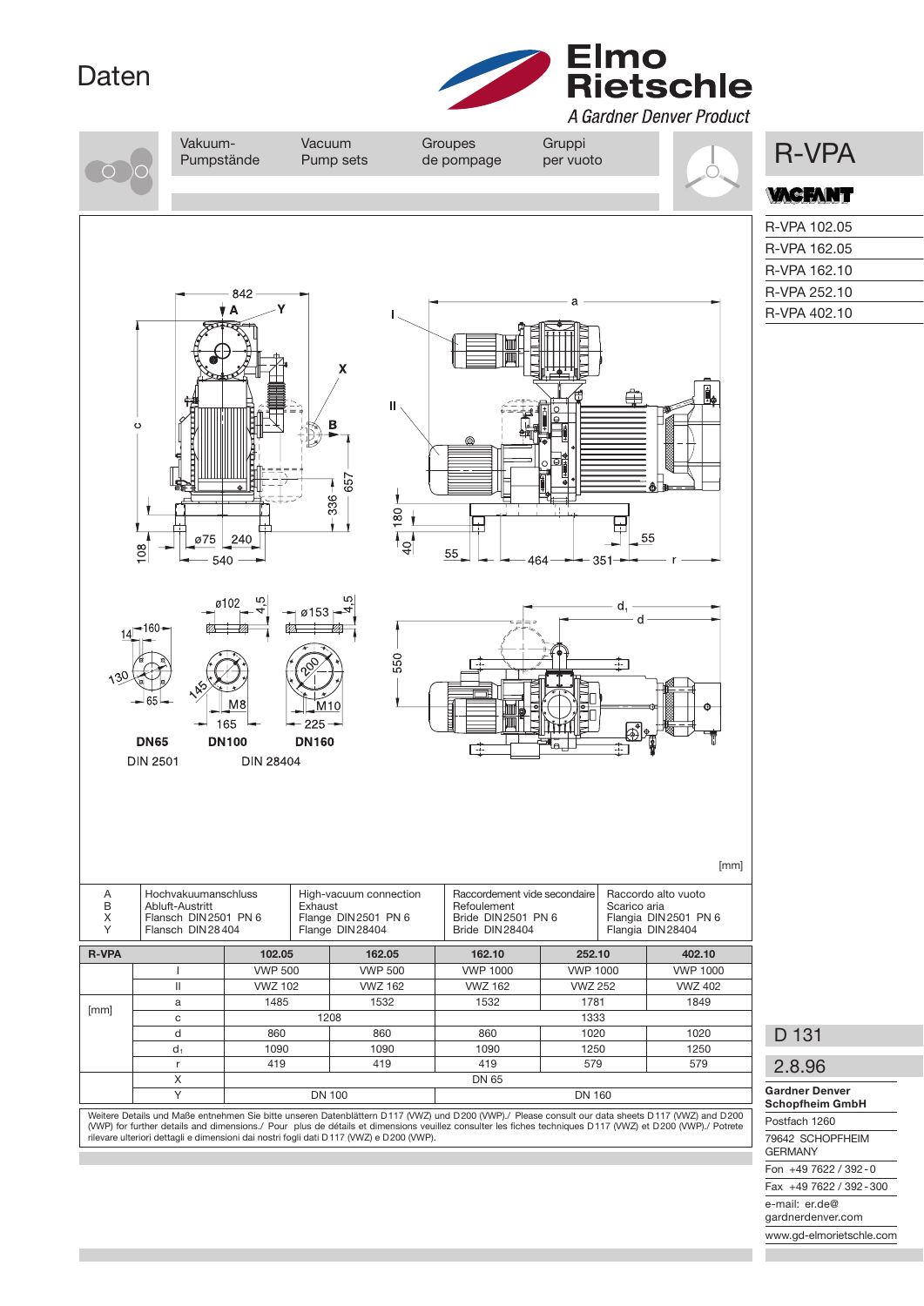# Daten

Elmo Rietschle
*A Gardner Denver Product*

| Vakuum-Pumpstände | Vacuum Pump sets | Groupes de pompage | Gruppi per vuoto |
|---|---|---|---|

## R-VPA

VACFANT

- R-VPA 102.05
- R-VPA 162.05
- R-VPA 162.10
- R-VPA 252.10
- R-VPA 402.10

DN65 DIN 2501 — DN100 DIN 28404 — DN160

[mm]

| | | | | |
|---|---|---|---|---|
| A | Hochvakuumanschluss | High-vacuum connection | Raccordement vide secondaire | Raccordo alto vuoto |
| B | Abluft-Austritt | Exhaust | Refoulement | Scarico aria |
| X | Flansch DIN 2501 PN 6 | Flange DIN 2501 PN 6 | Bride DIN 2501 PN 6 | Flangia DIN 2501 PN 6 |
| Y | Flansch DIN 28404 | Flange DIN 28404 | Bride DIN 28404 | Flangia DIN 28404 |

| R-VPA | | 102.05 | 162.05 | 162.10 | 252.10 | 402.10 |
|---|---|---|---|---|---|---|
| | I | VWP 500 | VWP 500 | VWP 1000 | VWP 1000 | VWP 1000 |
| | II | VWZ 102 | VWZ 162 | VWZ 162 | VWZ 252 | VWZ 402 |
| [mm] | a | 1485 | 1532 | 1532 | 1781 | 1849 |
| | c | 1208 | | 1333 | | |
| | d | 860 | 860 | 860 | 1020 | 1020 |
| | $d_1$ | 1090 | 1090 | 1090 | 1250 | 1250 |
| | r | 419 | 419 | 419 | 579 | 579 |
| | X | DN 65 | | | | |
| | Y | DN 100 | | DN 160 | | |

Weitere Details und Maße entnehmen Sie bitte unseren Datenblättern D 117 (VWZ) und D 200 (VWP)./ Please consult our data sheets D 117 (VWZ) and D 200 (VWP) for further details and dimensions./ Pour plus de détails et dimensions veuillez consulter les fiches techniques D 117 (VWZ) et D 200 (VWP)./ Potrete rilevare ulteriori dettagli e dimensioni dai nostri fogli dati D 117 (VWZ) e D 200 (VWP).

D 131

2.8.96

**Gardner Denver Schopfheim GmbH**
Postfach 1260
79642 SCHOPFHEIM
GERMANY
Fon +49 7622 / 392-0
Fax +49 7622 / 392-300
e-mail: er.de@gardnerdenver.com
www.gd-elmorietschle.com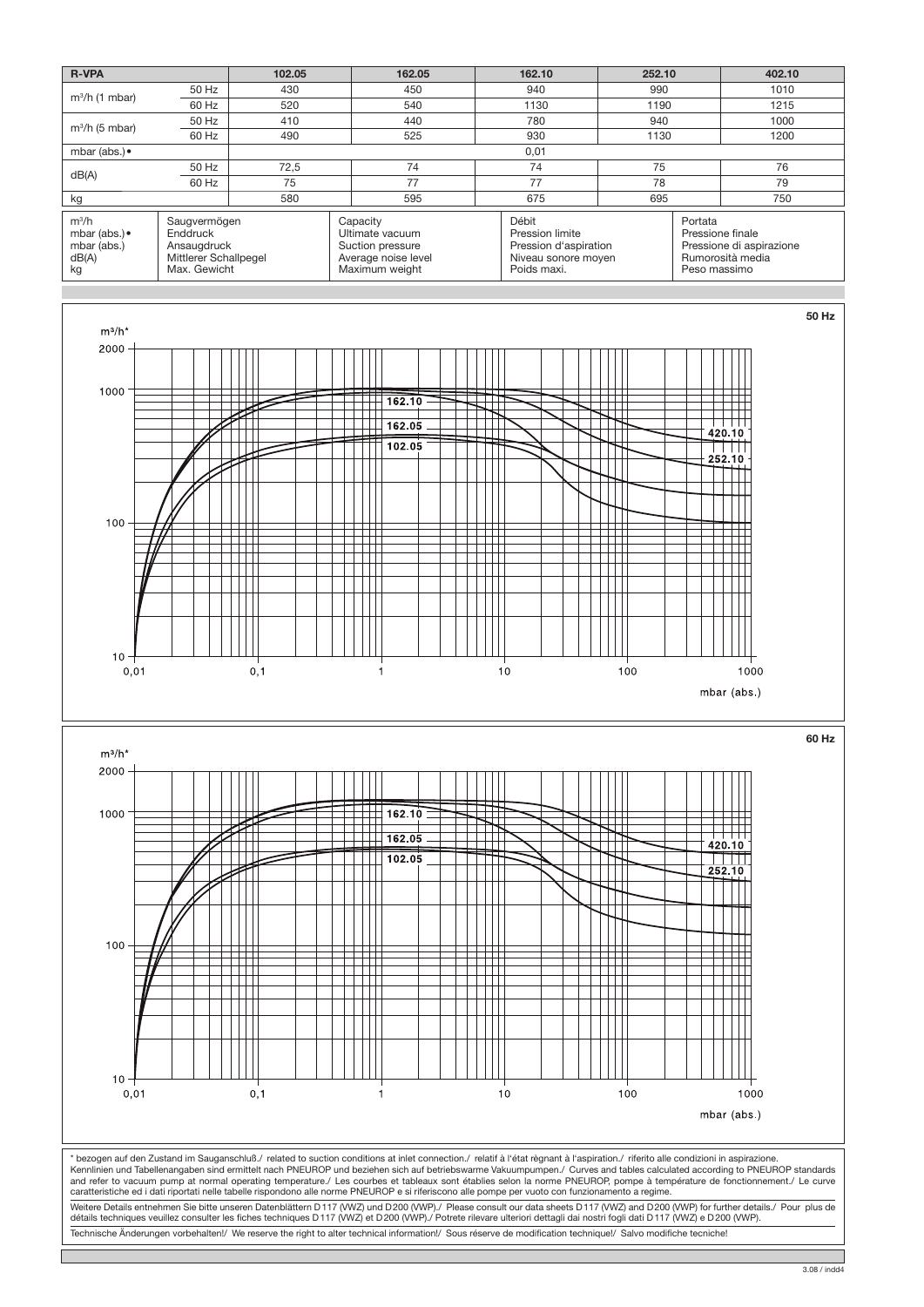| R-VPA | | 102.05 | 162.05 | 162.10 | 252.10 | 402.10 |
|---|---|---|---|---|---|---|
| $m^3/h$ (1 mbar) | 50 Hz | 430 | 450 | 940 | 990 | 1010 |
| | 60 Hz | 520 | 540 | 1130 | 1190 | 1215 |
| $m^3/h$ (5 mbar) | 50 Hz | 410 | 440 | 780 | 940 | 1000 |
| | 60 Hz | 490 | 525 | 930 | 1130 | 1200 |
| mbar (abs.)• | | 0,01 | | | | |
| dB(A) | 50 Hz | 72,5 | 74 | 74 | 75 | 76 |
| | 60 Hz | 75 | 77 | 77 | 78 | 79 |
| kg | | 580 | 595 | 675 | 695 | 750 |

| | | | | |
|---|---|---|---|---|
| $m^3/h$ | Saugvermögen | Capacity | Débit | Portata |
| mbar (abs.)• | Enddruck | Ultimate vacuum | Pression limite | Pressione finale |
| mbar (abs.) | Ansaugdruck | Suction pressure | Pression d'aspiration | Pressione di aspirazione |
| dB(A) | Mittlerer Schallpegel | Average noise level | Niveau sonore moyen | Rumorosità media |
| kg | Max. Gewicht | Maximum weight | Poids maxi. | Peso massimo |

**50 Hz**

$m^3/h$* — 162.10, 162.05, 102.05, 420.10, 252.10 — mbar (abs.)

**60 Hz**

$m^3/h$* — 162.10, 162.05, 102.05, 420.10, 252.10 — mbar (abs.)

\* bezogen auf den Zustand im Sauganschluß./ related to suction conditions at inlet connection./ relatif à l'état régnant à l'aspiration./ riferito alle condizioni in aspirazione.
Kennlinien und Tabellenangaben sind ermittelt nach PNEUROP und beziehen sich auf betriebswarme Vakuumpumpen./ Curves and tables calculated according to PNEUROP standards and refer to vacuum pump at normal operating temperature./ Les courbes et tableaux sont établies selon la norme PNEUROP, pompe à température de fonctionnement./ Le curve caratteristiche ed i dati riportati nelle tabelle rispondono alle norme PNEUROP e si riferiscono alle pompe per vuoto con funzionamento a regime.

Weitere Details entnehmen Sie bitte unseren Datenblättern D 117 (VWZ) und D 200 (VWP)./ Please consult our data sheets D 117 (VWZ) and D 200 (VWP) for further details./ Pour plus de détails techniques veuillez consulter les fiches techniques D 117 (VWZ) et D 200 (VWP)./ Potrete rilevare ulteriori dettagli dai nostri fogli dati D 117 (VWZ) e D 200 (VWP).

Technische Änderungen vorbehalten!/ We reserve the right to alter technical information!/ Sous réserve de modification technique!/ Salvo modifiche tecniche!

3.08 / indd4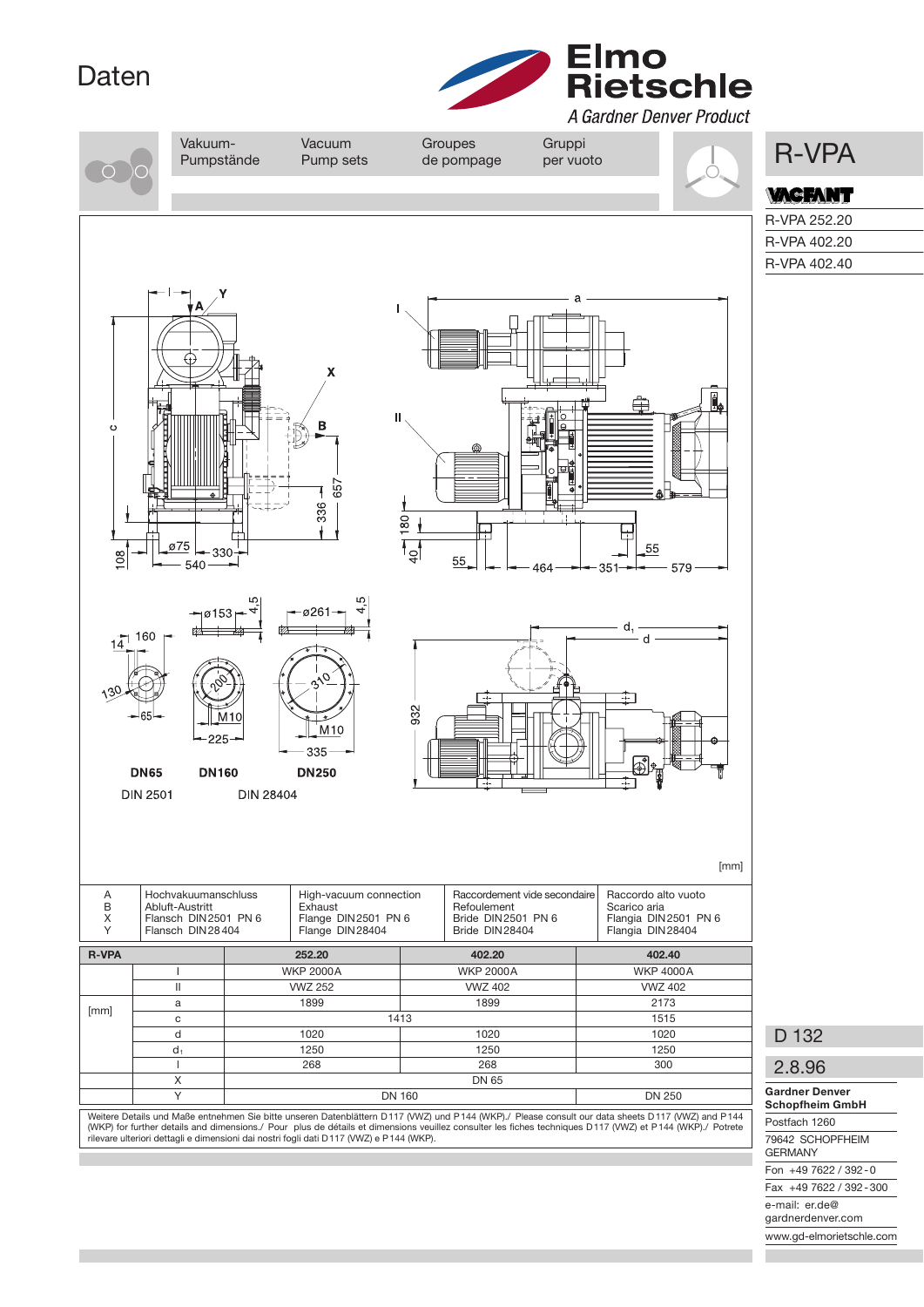# Daten

Elmo Rietschle
*A Gardner Denver Product*

| Vakuum-Pumpstände | Vacuum Pump sets | Groupes de pompage | Gruppi per vuoto |
|---|---|---|---|

## R-VPA

VACFANT

- R-VPA 252.20
- R-VPA 402.20
- R-VPA 402.40

DN65 — DIN 2501
DN160 — DN250 — DIN 28404

[mm]

| | | | | |
|---|---|---|---|---|
| A | Hochvakuumanschluss | High-vacuum connection | Raccordement vide secondaire | Raccordo alto vuoto |
| B | Abluft-Austritt | Exhaust | Refoulement | Scarico aria |
| X | Flansch DIN 2501 PN 6 | Flange DIN 2501 PN 6 | Bride DIN 2501 PN 6 | Flangia DIN 2501 PN 6 |
| Y | Flansch DIN 28 404 | Flange DIN 28404 | Bride DIN 28404 | Flangia DIN 28404 |

| R-VPA | | 252.20 | 402.20 | 402.40 |
|---|---|---|---|---|
| | I | WKP 2000 A | WKP 2000 A | WKP 4000 A |
| | II | VWZ 252 | VWZ 402 | VWZ 402 |
| [mm] | a | 1899 | 1899 | 2173 |
| | c | 1413 | 1413 | 1515 |
| | d | 1020 | 1020 | 1020 |
| | $d_1$ | 1250 | 1250 | 1250 |
| | l | 268 | 268 | 300 |
| | X | DN 65 | DN 65 | DN 65 |
| | Y | DN 160 | DN 160 | DN 250 |

Weitere Details und Maße entnehmen Sie bitte unseren Datenblättern D 117 (VWZ) und P 144 (WKP)./ Please consult our data sheets D 117 (VWZ) and P 144 (WKP) for further details and dimensions./ Pour plus de détails et dimensions veuillez consulter les fiches techniques D 117 (VWZ) et P 144 (WKP)./ Potrete rilevare ulteriori dettagli e dimensioni dai nostri fogli dati D 117 (VWZ) e P 144 (WKP).

D 132

2.8.96

**Gardner Denver Schopfheim GmbH**
Postfach 1260
79642 SCHOPFHEIM
GERMANY
Fon +49 7622 / 392 - 0
Fax +49 7622 / 392 - 300
e-mail: er.de@gardnerdenver.com
www.gd-elmorietschle.com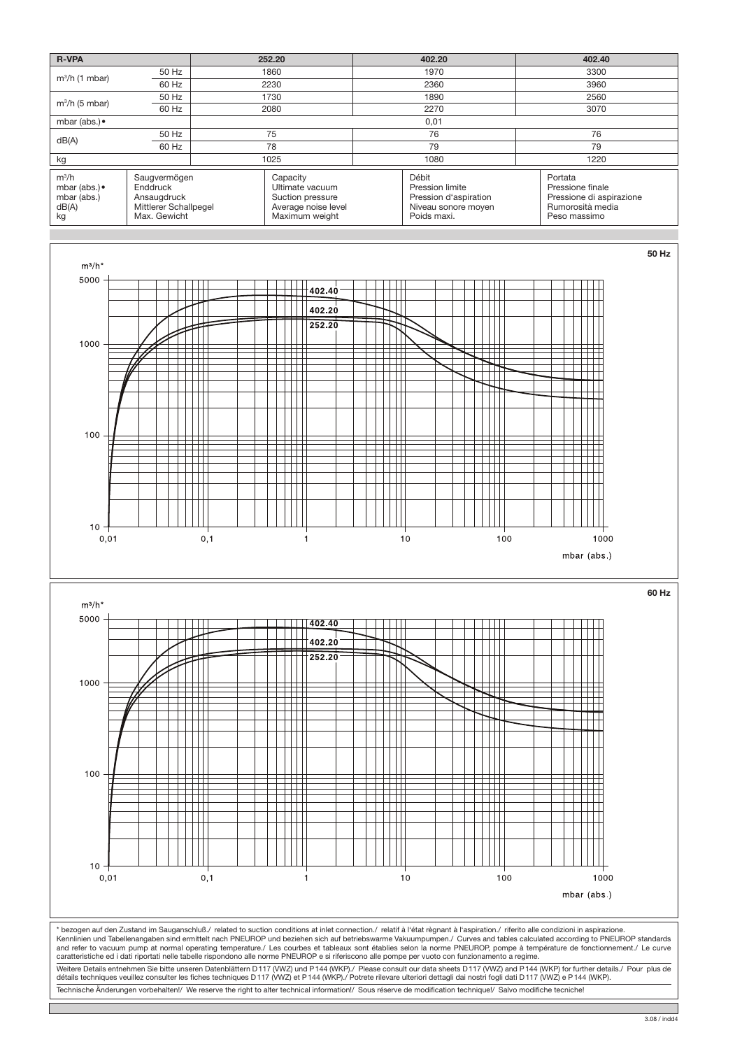| R-VPA | | 252.20 | 402.20 | 402.40 |
|---|---|---|---|---|
| m³/h (1 mbar) | 50 Hz | 1860 | 1970 | 3300 |
| | 60 Hz | 2230 | 2360 | 3960 |
| m³/h (5 mbar) | 50 Hz | 1730 | 1890 | 2560 |
| | 60 Hz | 2080 | 2270 | 3070 |
| mbar (abs.) • | | 0,01 | | |
| dB(A) | 50 Hz | 75 | 76 | 76 |
| | 60 Hz | 78 | 79 | 79 |
| kg | | 1025 | 1080 | 1220 |

| | | | | |
|---|---|---|---|---|
| m³/h | Saugvermögen | Capacity | Débit | Portata |
| mbar (abs.) • | Enddruck | Ultimate vacuum | Pression limite | Pressione finale |
| mbar (abs.) | Ansaugdruck | Suction pressure | Pression d'aspiration | Pressione di aspirazione |
| dB(A) | Mittlerer Schallpegel | Average noise level | Niveau sonore moyen | Rumorosità media |
| kg | Max. Gewicht | Maximum weight | Poids maxi. | Peso massimo |

50 Hz

m³/h*

5000

1000

100

10

402.40

402.20

252.20

0,01 0,1 1 10 100 1000

mbar (abs.)

60 Hz

m³/h*

5000

1000

100

10

402.40

402.20

252.20

0,01 0,1 1 10 100 1000

mbar (abs.)

\* bezogen auf den Zustand im Sauganschluß./ related to suction conditions at inlet connection./ relatif à l'état régnant à l'aspiration./ riferito alle condizioni in aspirazione.
Kennlinien und Tabellenangaben sind ermittelt nach PNEUROP und beziehen sich auf betriebswarme Vakuumpumpen./ Curves and tables calculated according to PNEUROP standards and refer to vacuum pump at normal operating temperature./ Les courbes et tableaux sont établies selon la norme PNEUROP, pompe à température de fonctionnement./ Le curve caratteristiche ed i dati riportati nelle tabelle rispondono alle norme PNEUROP e si riferiscono alle pompe per vuoto con funzionamento a regime.

Weitere Details entnehmen Sie bitte unseren Datenblättern D 117 (VWZ) und P 144 (WKP)./ Please consult our data sheets D 117 (VWZ) and P 144 (WKP) for further details./ Pour plus de détails techniques veuillez consulter les fiches techniques D 117 (VWZ) et P 144 (WKP)./ Potrete rilevare ulteriori dettagli dai nostri fogli dati D 117 (VWZ) e P 144 (WKP).

Technische Änderungen vorbehalten!/ We reserve the right to alter technical information!/ Sous réserve de modification technique!/ Salvo modifiche tecniche!

3.08 / indd4